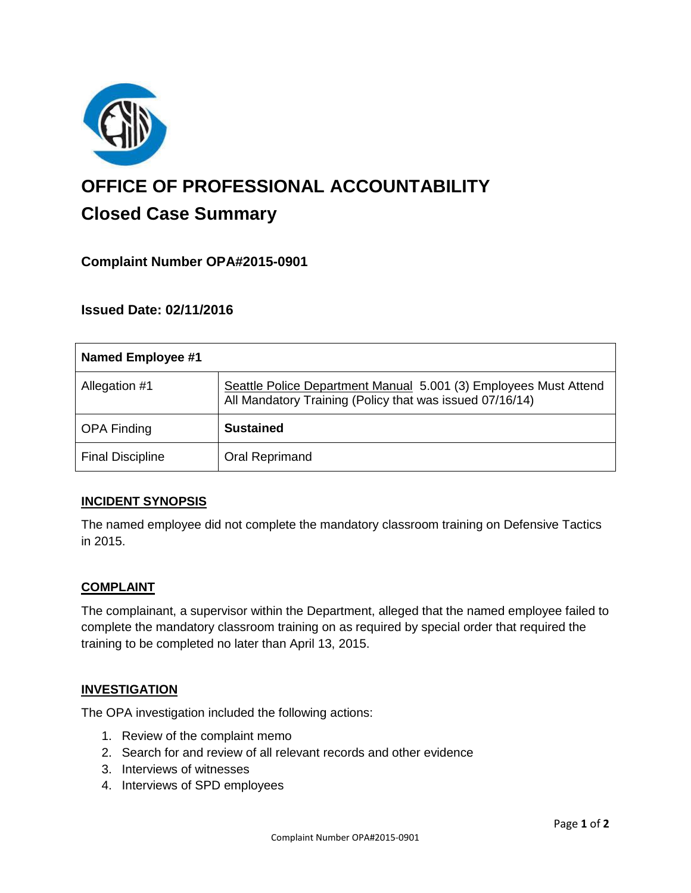# OFFICE OF PROFESSIONAL ACCOUNTABILITY

## Closed Case Summary

### Complaint Number OPA#2015-0901

### Issued Date: 02/11/2016

| Named Employee #1 | |
|---|---|
| Allegation #1 | Seattle Police Department Manual 5.001 (3) Employees Must Attend All Mandatory Training (Policy that was issued 07/16/14) |
| OPA Finding | **Sustained** |
| Final Discipline | Oral Reprimand |

**INCIDENT SYNOPSIS**

The named employee did not complete the mandatory classroom training on Defensive Tactics in 2015.

**COMPLAINT**

The complainant, a supervisor within the Department, alleged that the named employee failed to complete the mandatory classroom training on as required by special order that required the training to be completed no later than April 13, 2015.

**INVESTIGATION**

The OPA investigation included the following actions:

1. Review of the complaint memo
2. Search for and review of all relevant records and other evidence
3. Interviews of witnesses
4. Interviews of SPD employees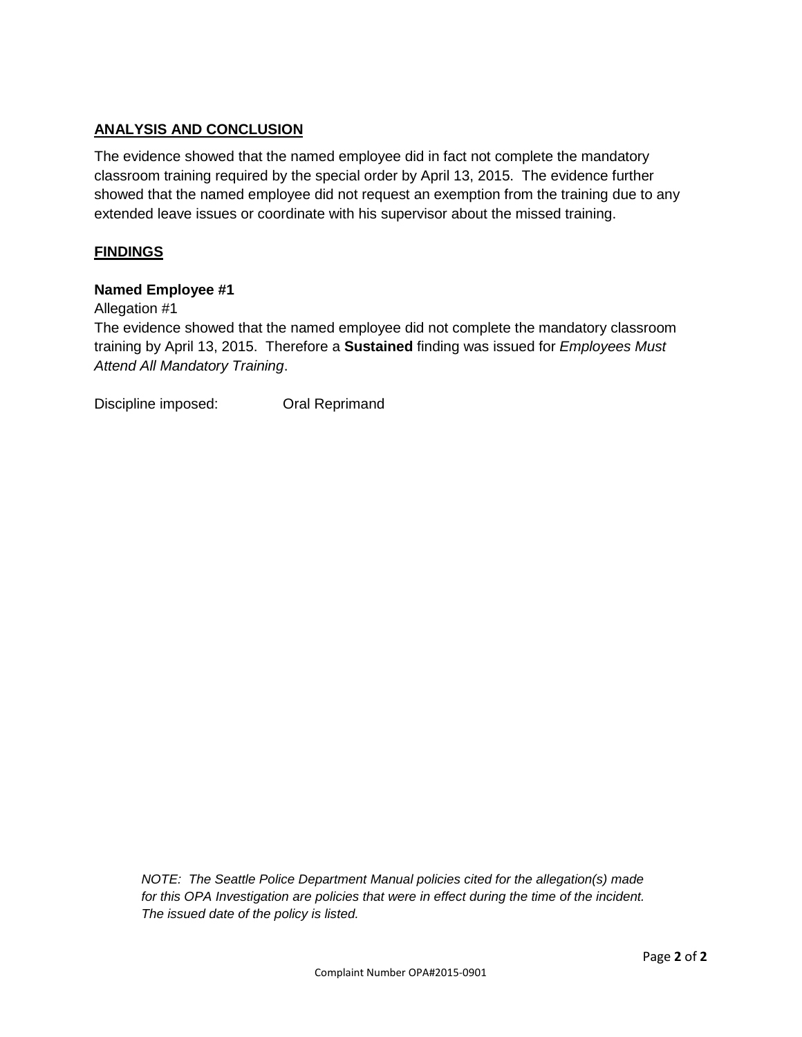## ANALYSIS AND CONCLUSION

The evidence showed that the named employee did in fact not complete the mandatory classroom training required by the special order by April 13, 2015. The evidence further showed that the named employee did not request an exemption from the training due to any extended leave issues or coordinate with his supervisor about the missed training.

## FINDINGS

**Named Employee #1**

Allegation #1

The evidence showed that the named employee did not complete the mandatory classroom training by April 13, 2015. Therefore a **Sustained** finding was issued for *Employees Must Attend All Mandatory Training*.

Discipline imposed: Oral Reprimand

*NOTE: The Seattle Police Department Manual policies cited for the allegation(s) made for this OPA Investigation are policies that were in effect during the time of the incident. The issued date of the policy is listed.*

Complaint Number OPA#2015-0901